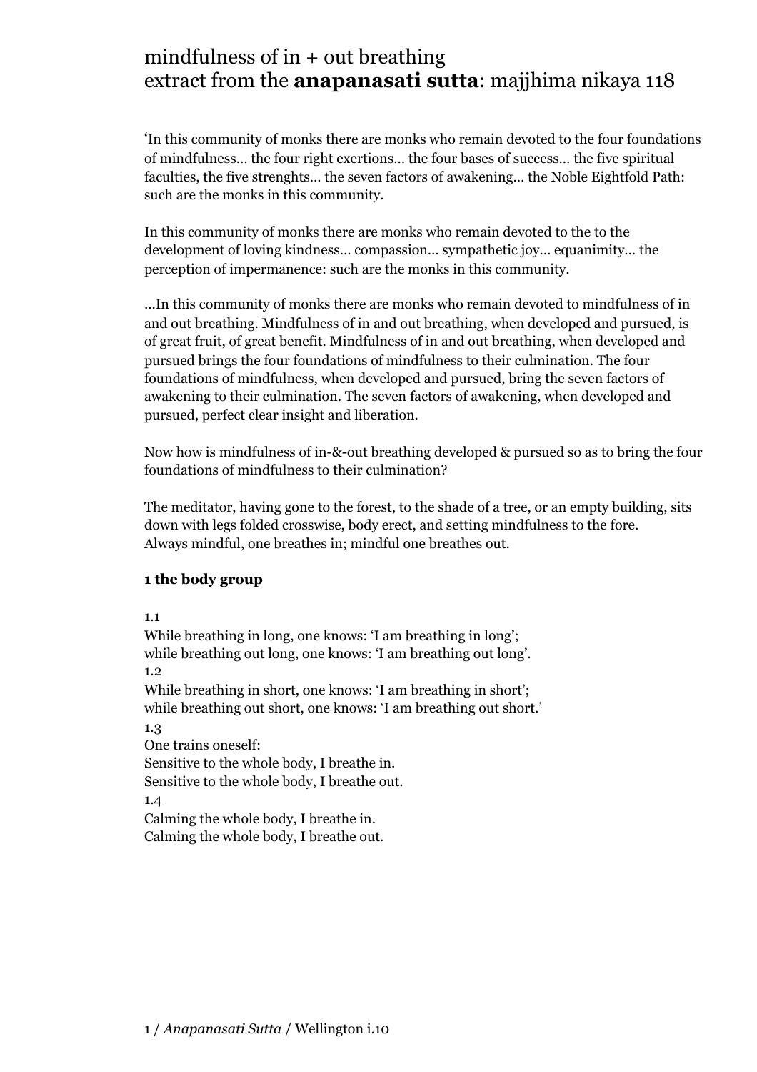# mindfulness of in + out breathing
# extract from the **anapanasati sutta**: majjhima nikaya 118

'In this community of monks there are monks who remain devoted to the four foundations of mindfulness… the four right exertions… the four bases of success… the five spiritual faculties, the five strenghts… the seven factors of awakening… the Noble Eightfold Path: such are the monks in this community.

In this community of monks there are monks who remain devoted to the to the development of loving kindness… compassion… sympathetic joy… equanimity… the perception of impermanence: such are the monks in this community.

…In this community of monks there are monks who remain devoted to mindfulness of in and out breathing. Mindfulness of in and out breathing, when developed and pursued, is of great fruit, of great benefit. Mindfulness of in and out breathing, when developed and pursued brings the four foundations of mindfulness to their culmination. The four foundations of mindfulness, when developed and pursued, bring the seven factors of awakening to their culmination. The seven factors of awakening, when developed and pursued, perfect clear insight and liberation.

Now how is mindfulness of in-&-out breathing developed & pursued so as to bring the four foundations of mindfulness to their culmination?

The meditator, having gone to the forest, to the shade of a tree, or an empty building, sits down with legs folded crosswise, body erect, and setting mindfulness to the fore.
Always mindful, one breathes in; mindful one breathes out.

**1 the body group**

1.1
While breathing in long, one knows: 'I am breathing in long';
while breathing out long, one knows: 'I am breathing out long'.
1.2
While breathing in short, one knows: 'I am breathing in short';
while breathing out short, one knows: 'I am breathing out short.'
1.3
One trains oneself:
Sensitive to the whole body, I breathe in.
Sensitive to the whole body, I breathe out.
1.4
Calming the whole body, I breathe in.
Calming the whole body, I breathe out.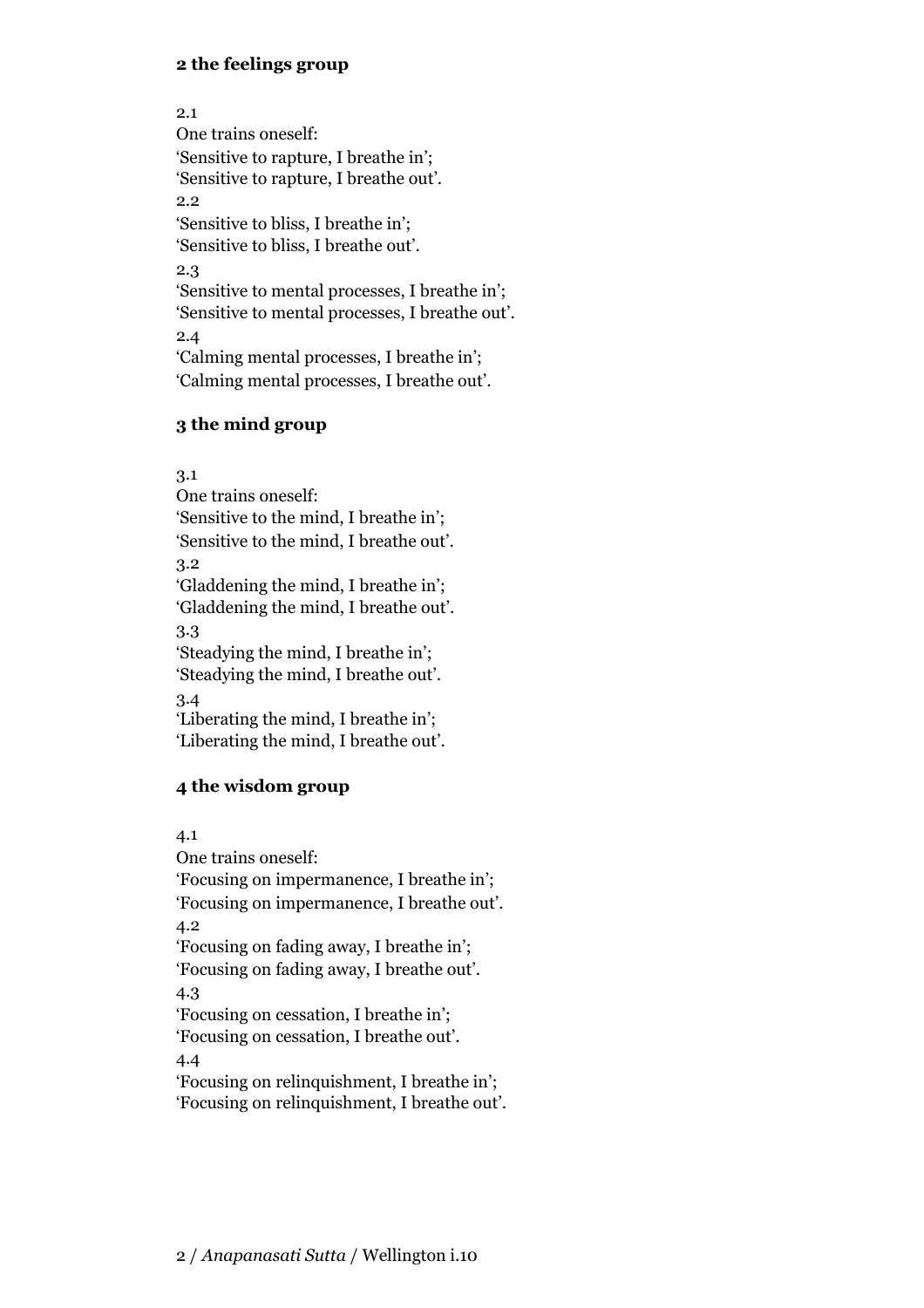## 2 the feelings group

2.1
One trains oneself:
'Sensitive to rapture, I breathe in';
'Sensitive to rapture, I breathe out'.
2.2
'Sensitive to bliss, I breathe in';
'Sensitive to bliss, I breathe out'.
2.3
'Sensitive to mental processes, I breathe in';
'Sensitive to mental processes, I breathe out'.
2.4
'Calming mental processes, I breathe in';
'Calming mental processes, I breathe out'.

## 3 the mind group

3.1
One trains oneself:
'Sensitive to the mind, I breathe in';
'Sensitive to the mind, I breathe out'.
3.2
'Gladdening the mind, I breathe in';
'Gladdening the mind, I breathe out'.
3.3
'Steadying the mind, I breathe in';
'Steadying the mind, I breathe out'.
3.4
'Liberating the mind, I breathe in';
'Liberating the mind, I breathe out'.

## 4 the wisdom group

4.1
One trains oneself:
'Focusing on impermanence, I breathe in';
'Focusing on impermanence, I breathe out'.
4.2
'Focusing on fading away, I breathe in';
'Focusing on fading away, I breathe out'.
4.3
'Focusing on cessation, I breathe in';
'Focusing on cessation, I breathe out'.
4.4
'Focusing on relinquishment, I breathe in';
'Focusing on relinquishment, I breathe out'.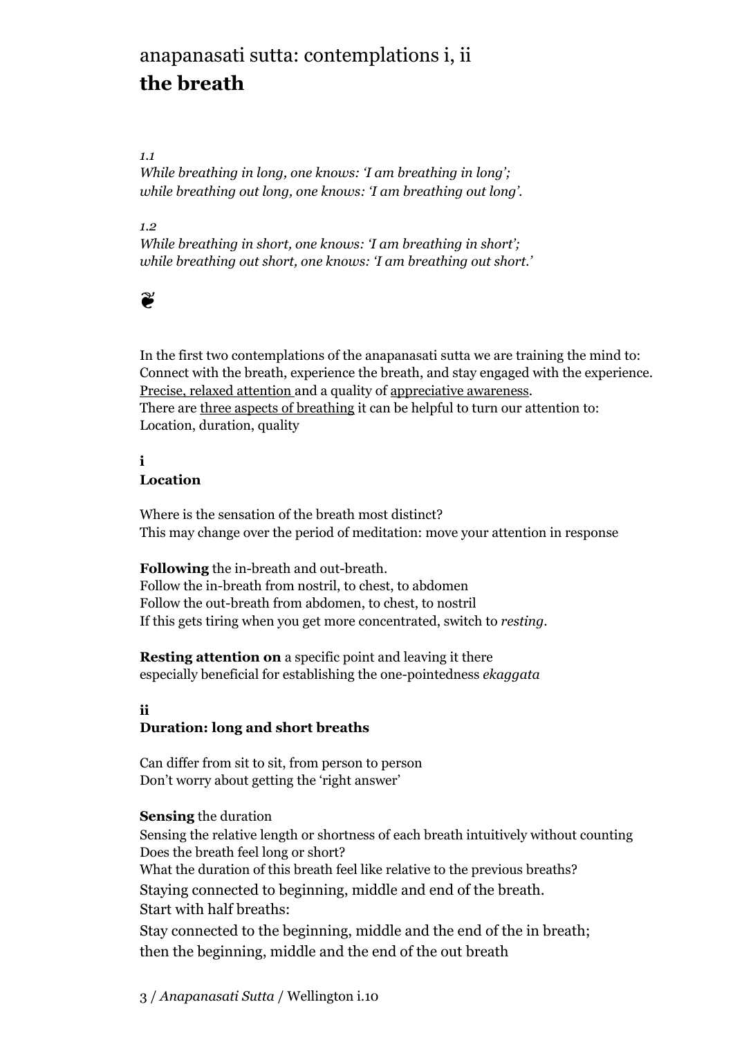# anapanasati sutta: contemplations i, ii
## the breath

*1.1*
*While breathing in long, one knows: 'I am breathing in long';*
*while breathing out long, one knows: 'I am breathing out long'.*

*1.2*
*While breathing in short, one knows: 'I am breathing in short';*
*while breathing out short, one knows: 'I am breathing out short.'*

❦

In the first two contemplations of the anapanasati sutta we are training the mind to:
Connect with the breath, experience the breath, and stay engaged with the experience.
Precise, relaxed attention and a quality of appreciative awareness.
There are three aspects of breathing it can be helpful to turn our attention to:
Location, duration, quality

**i**
**Location**

Where is the sensation of the breath most distinct?
This may change over the period of meditation: move your attention in response

**Following** the in-breath and out-breath.
Follow the in-breath from nostril, to chest, to abdomen
Follow the out-breath from abdomen, to chest, to nostril
If this gets tiring when you get more concentrated, switch to *resting*.

**Resting attention on** a specific point and leaving it there
especially beneficial for establishing the one-pointedness *ekaggata*

**ii**
**Duration: long and short breaths**

Can differ from sit to sit, from person to person
Don't worry about getting the 'right answer'

**Sensing** the duration
Sensing the relative length or shortness of each breath intuitively without counting
Does the breath feel long or short?
What the duration of this breath feel like relative to the previous breaths?
Staying connected to beginning, middle and end of the breath.
Start with half breaths:
Stay connected to the beginning, middle and the end of the in breath;
then the beginning, middle and the end of the out breath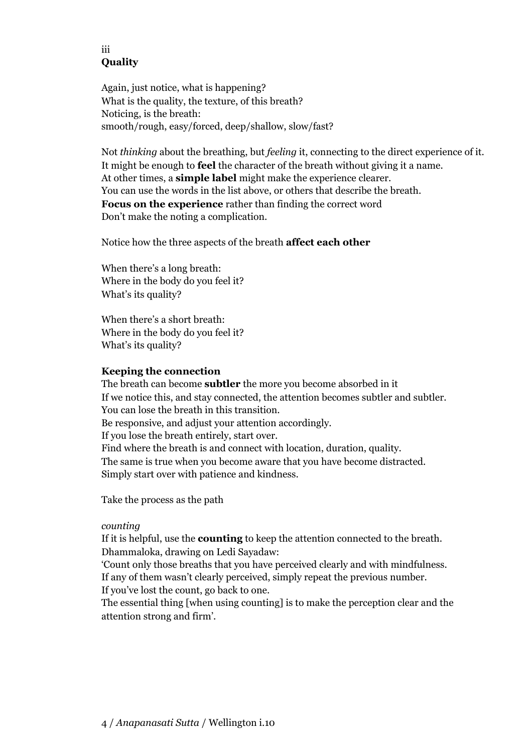iii
**Quality**

Again, just notice, what is happening?
What is the quality, the texture, of this breath?
Noticing, is the breath:
smooth/rough, easy/forced, deep/shallow, slow/fast?

Not *thinking* about the breathing, but *feeling* it, connecting to the direct experience of it.
It might be enough to **feel** the character of the breath without giving it a name.
At other times, a **simple label** might make the experience clearer.
You can use the words in the list above, or others that describe the breath.
**Focus on the experience** rather than finding the correct word
Don't make the noting a complication.

Notice how the three aspects of the breath **affect each other**

When there's a long breath:
Where in the body do you feel it?
What's its quality?

When there's a short breath:
Where in the body do you feel it?
What's its quality?

**Keeping the connection**
The breath can become **subtler** the more you become absorbed in it
If we notice this, and stay connected, the attention becomes subtler and subtler.
You can lose the breath in this transition.
Be responsive, and adjust your attention accordingly.
If you lose the breath entirely, start over.
Find where the breath is and connect with location, duration, quality.
The same is true when you become aware that you have become distracted.
Simply start over with patience and kindness.

Take the process as the path

*counting*
If it is helpful, use the **counting** to keep the attention connected to the breath.
Dhammaloka, drawing on Ledi Sayadaw:
'Count only those breaths that you have perceived clearly and with mindfulness.
If any of them wasn't clearly perceived, simply repeat the previous number.
If you've lost the count, go back to one.
The essential thing [when using counting] is to make the perception clear and the attention strong and firm'.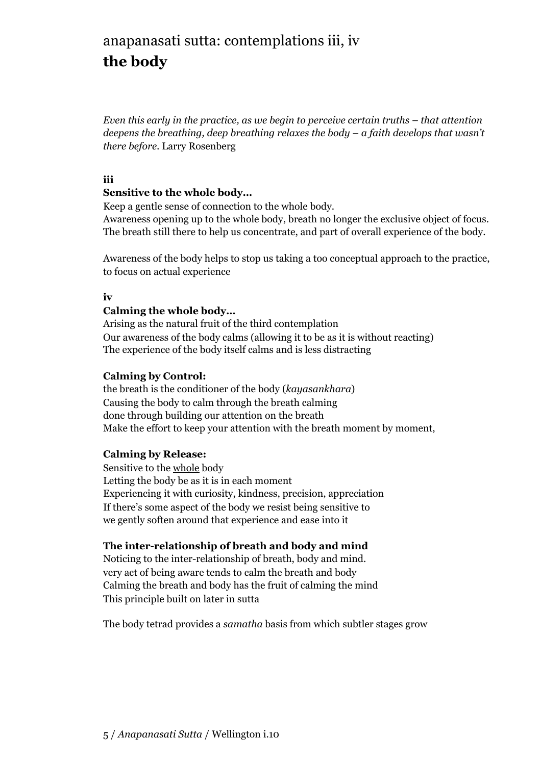# anapanasati sutta: contemplations iii, iv
# **the body**

*Even this early in the practice, as we begin to perceive certain truths – that attention deepens the breathing, deep breathing relaxes the body – a faith develops that wasn't there before.* Larry Rosenberg

**iii**

**Sensitive to the whole body…**

Keep a gentle sense of connection to the whole body.
Awareness opening up to the whole body, breath no longer the exclusive object of focus.
The breath still there to help us concentrate, and part of overall experience of the body.

Awareness of the body helps to stop us taking a too conceptual approach to the practice, to focus on actual experience

**iv**

**Calming the whole body…**

Arising as the natural fruit of the third contemplation
Our awareness of the body calms (allowing it to be as it is without reacting)
The experience of the body itself calms and is less distracting

**Calming by Control:**

the breath is the conditioner of the body (*kayasankhara*)
Causing the body to calm through the breath calming
done through building our attention on the breath
Make the effort to keep your attention with the breath moment by moment,

**Calming by Release:**

Sensitive to the <u>whole</u> body
Letting the body be as it is in each moment
Experiencing it with curiosity, kindness, precision, appreciation
If there's some aspect of the body we resist being sensitive to
we gently soften around that experience and ease into it

**The inter-relationship of breath and body and mind**

Noticing to the inter-relationship of breath, body and mind.
very act of being aware tends to calm the breath and body
Calming the breath and body has the fruit of calming the mind
This principle built on later in sutta

The body tetrad provides a *samatha* basis from which subtler stages grow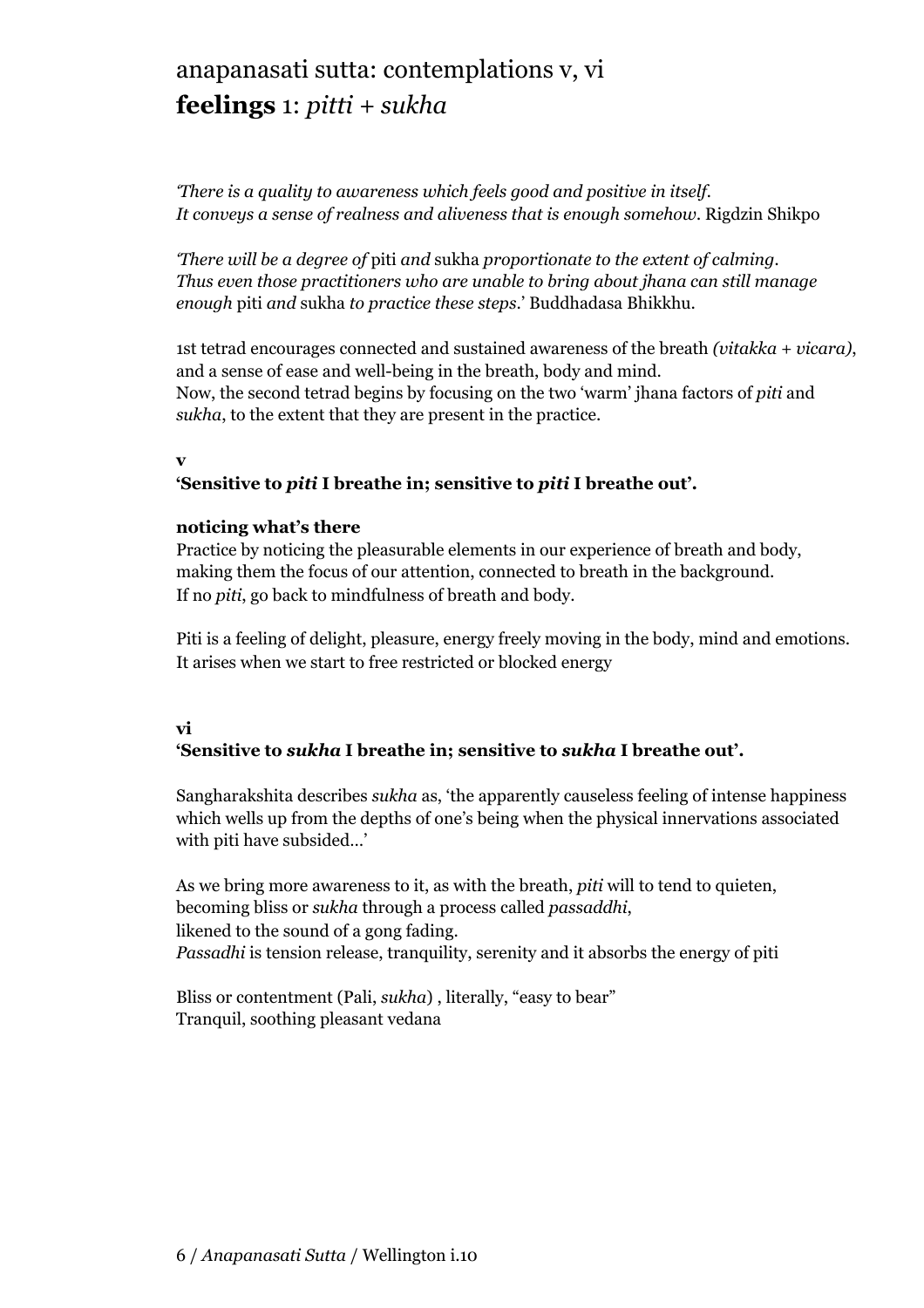# anapanasati sutta: contemplations v, vi
# **feelings** 1: *pitti + sukha*

*'There is a quality to awareness which feels good and positive in itself.*
*It conveys a sense of realness and aliveness that is enough somehow.* Rigdzin Shikpo

*'There will be a degree of* piti *and* sukha *proportionate to the extent of calming.*
*Thus even those practitioners who are unable to bring about jhana can still manage enough* piti *and* sukha *to practice these steps*.' Buddhadasa Bhikkhu.

1st tetrad encourages connected and sustained awareness of the breath *(vitakka + vicara)*, and a sense of ease and well-being in the breath, body and mind.
Now, the second tetrad begins by focusing on the two 'warm' jhana factors of *piti* and *sukha*, to the extent that they are present in the practice.

**v**

**'Sensitive to *piti* I breathe in; sensitive to *piti* I breathe out'.**

**noticing what's there**

Practice by noticing the pleasurable elements in our experience of breath and body, making them the focus of our attention, connected to breath in the background.
If no *piti*, go back to mindfulness of breath and body.

Piti is a feeling of delight, pleasure, energy freely moving in the body, mind and emotions.
It arises when we start to free restricted or blocked energy

**vi**

**'Sensitive to *sukha* I breathe in; sensitive to *sukha* I breathe out'.**

Sangharakshita describes *sukha* as, 'the apparently causeless feeling of intense happiness which wells up from the depths of one's being when the physical innervations associated with piti have subsided...'

As we bring more awareness to it, as with the breath, *piti* will to tend to quieten, becoming bliss or *sukha* through a process called *passaddhi*,
likened to the sound of a gong fading.
*Passadhi* is tension release, tranquility, serenity and it absorbs the energy of piti

Bliss or contentment (Pali, *sukha*) , literally, "easy to bear"
Tranquil, soothing pleasant vedana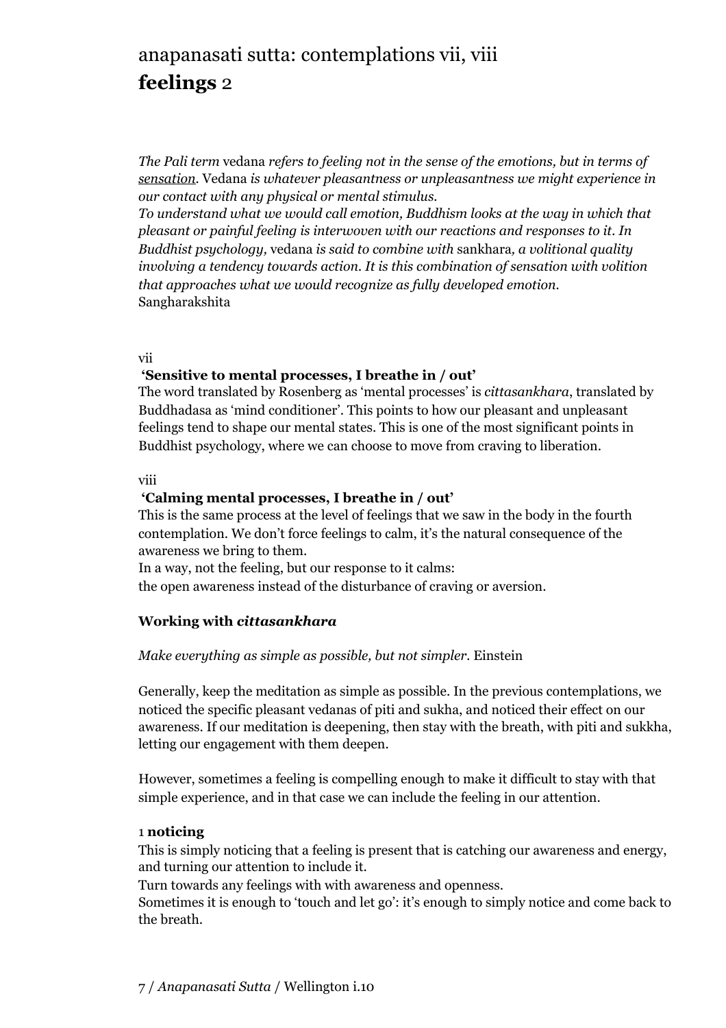# anapanasati sutta: contemplations vii, viii
# **feelings** 2

*The Pali term* vedana *refers to feeling not in the sense of the emotions, but in terms of* *sensation*. Vedana *is whatever pleasantness or unpleasantness we might experience in our contact with any physical or mental stimulus.*
*To understand what we would call emotion, Buddhism looks at the way in which that pleasant or painful feeling is interwoven with our reactions and responses to it. In Buddhist psychology,* vedana *is said to combine with* sankhara*, a volitional quality involving a tendency towards action. It is this combination of sensation with volition that approaches what we would recognize as fully developed emotion.*
Sangharakshita

vii
**'Sensitive to mental processes, I breathe in / out'**
The word translated by Rosenberg as 'mental processes' is *cittasankhara*, translated by Buddhadasa as 'mind conditioner'. This points to how our pleasant and unpleasant feelings tend to shape our mental states. This is one of the most significant points in Buddhist psychology, where we can choose to move from craving to liberation.

viii
**'Calming mental processes, I breathe in / out'**
This is the same process at the level of feelings that we saw in the body in the fourth contemplation. We don't force feelings to calm, it's the natural consequence of the awareness we bring to them.
In a way, not the feeling, but our response to it calms:
the open awareness instead of the disturbance of craving or aversion.

**Working with *cittasankhara***

*Make everything as simple as possible, but not simpler.* Einstein

Generally, keep the meditation as simple as possible. In the previous contemplations, we noticed the specific pleasant vedanas of piti and sukha, and noticed their effect on our awareness. If our meditation is deepening, then stay with the breath, with piti and sukkha, letting our engagement with them deepen.

However, sometimes a feeling is compelling enough to make it difficult to stay with that simple experience, and in that case we can include the feeling in our attention.

1 **noticing**
This is simply noticing that a feeling is present that is catching our awareness and energy, and turning our attention to include it.
Turn towards any feelings with with awareness and openness.
Sometimes it is enough to 'touch and let go': it's enough to simply notice and come back to the breath.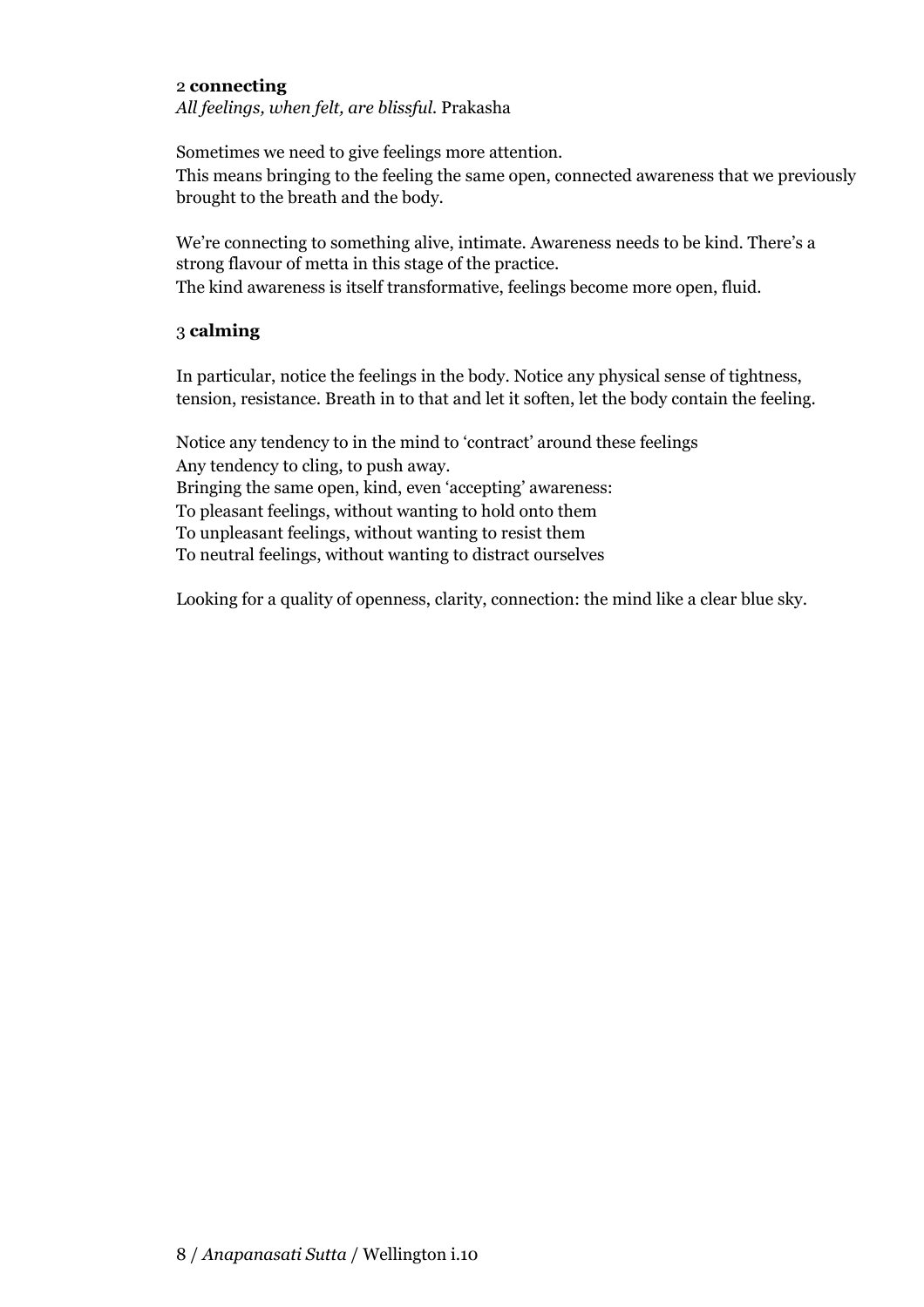2 **connecting**

*All feelings, when felt, are blissful.* Prakasha

Sometimes we need to give feelings more attention.
This means bringing to the feeling the same open, connected awareness that we previously brought to the breath and the body.

We're connecting to something alive, intimate. Awareness needs to be kind. There's a strong flavour of metta in this stage of the practice.
The kind awareness is itself transformative, feelings become more open, fluid.

3 **calming**

In particular, notice the feelings in the body. Notice any physical sense of tightness, tension, resistance. Breath in to that and let it soften, let the body contain the feeling.

Notice any tendency to in the mind to 'contract' around these feelings
Any tendency to cling, to push away.
Bringing the same open, kind, even 'accepting' awareness:
To pleasant feelings, without wanting to hold onto them
To unpleasant feelings, without wanting to resist them
To neutral feelings, without wanting to distract ourselves

Looking for a quality of openness, clarity, connection: the mind like a clear blue sky.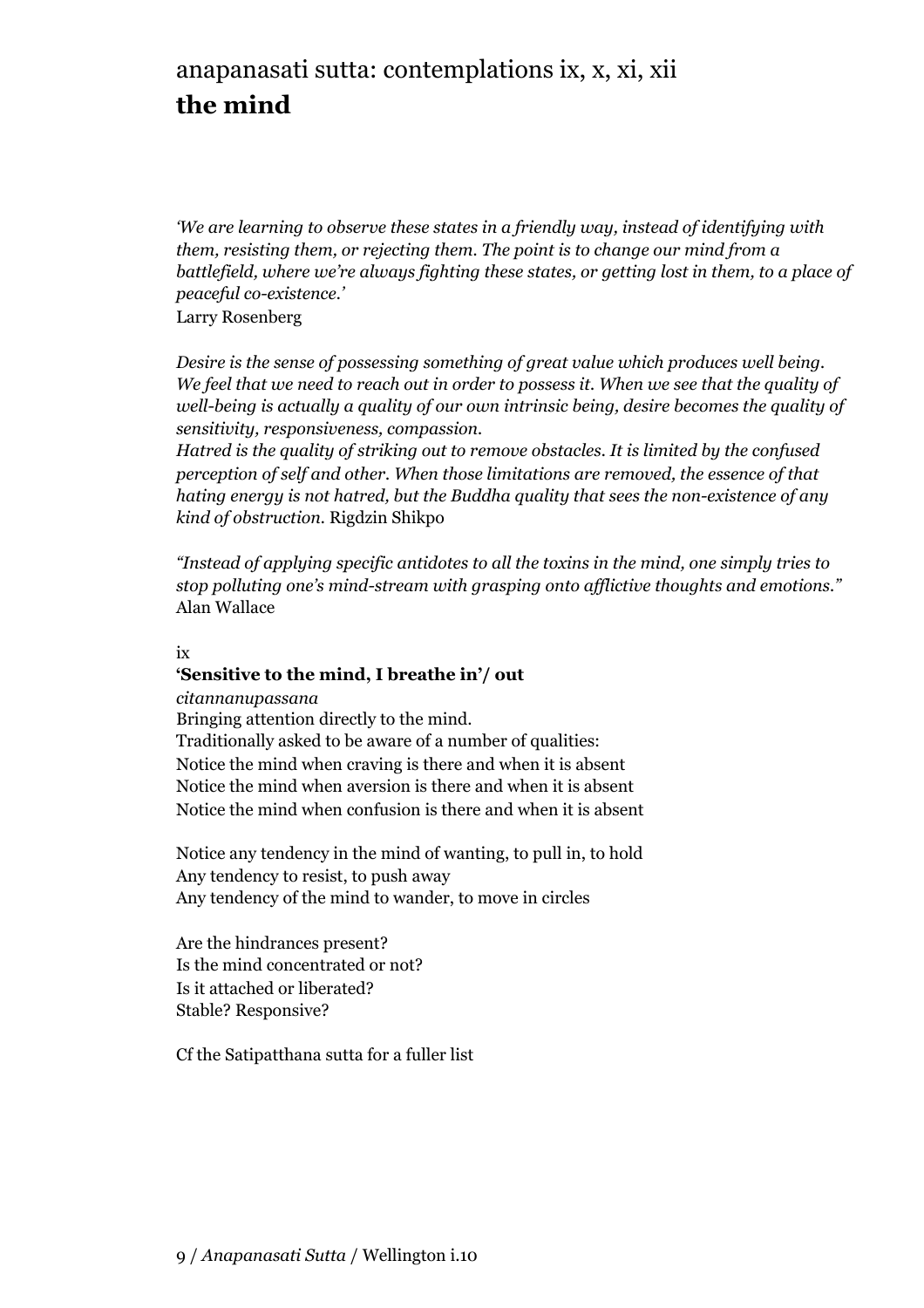# anapanasati sutta: contemplations ix, x, xi, xii
## **the mind**

*'We are learning to observe these states in a friendly way, instead of identifying with them, resisting them, or rejecting them. The point is to change our mind from a battlefield, where we're always fighting these states, or getting lost in them, to a place of peaceful co-existence.'*
Larry Rosenberg

*Desire is the sense of possessing something of great value which produces well being. We feel that we need to reach out in order to possess it. When we see that the quality of well-being is actually a quality of our own intrinsic being, desire becomes the quality of sensitivity, responsiveness, compassion.*
*Hatred is the quality of striking out to remove obstacles. It is limited by the confused perception of self and other. When those limitations are removed, the essence of that hating energy is not hatred, but the Buddha quality that sees the non-existence of any kind of obstruction.* Rigdzin Shikpo

*"Instead of applying specific antidotes to all the toxins in the mind, one simply tries to stop polluting one's mind-stream with grasping onto afflictive thoughts and emotions."*
Alan Wallace

ix
**'Sensitive to the mind, I breathe in'/ out**
*citannanupassana*
Bringing attention directly to the mind.
Traditionally asked to be aware of a number of qualities:
Notice the mind when craving is there and when it is absent
Notice the mind when aversion is there and when it is absent
Notice the mind when confusion is there and when it is absent

Notice any tendency in the mind of wanting, to pull in, to hold
Any tendency to resist, to push away
Any tendency of the mind to wander, to move in circles

Are the hindrances present?
Is the mind concentrated or not?
Is it attached or liberated?
Stable? Responsive?

Cf the Satipatthana sutta for a fuller list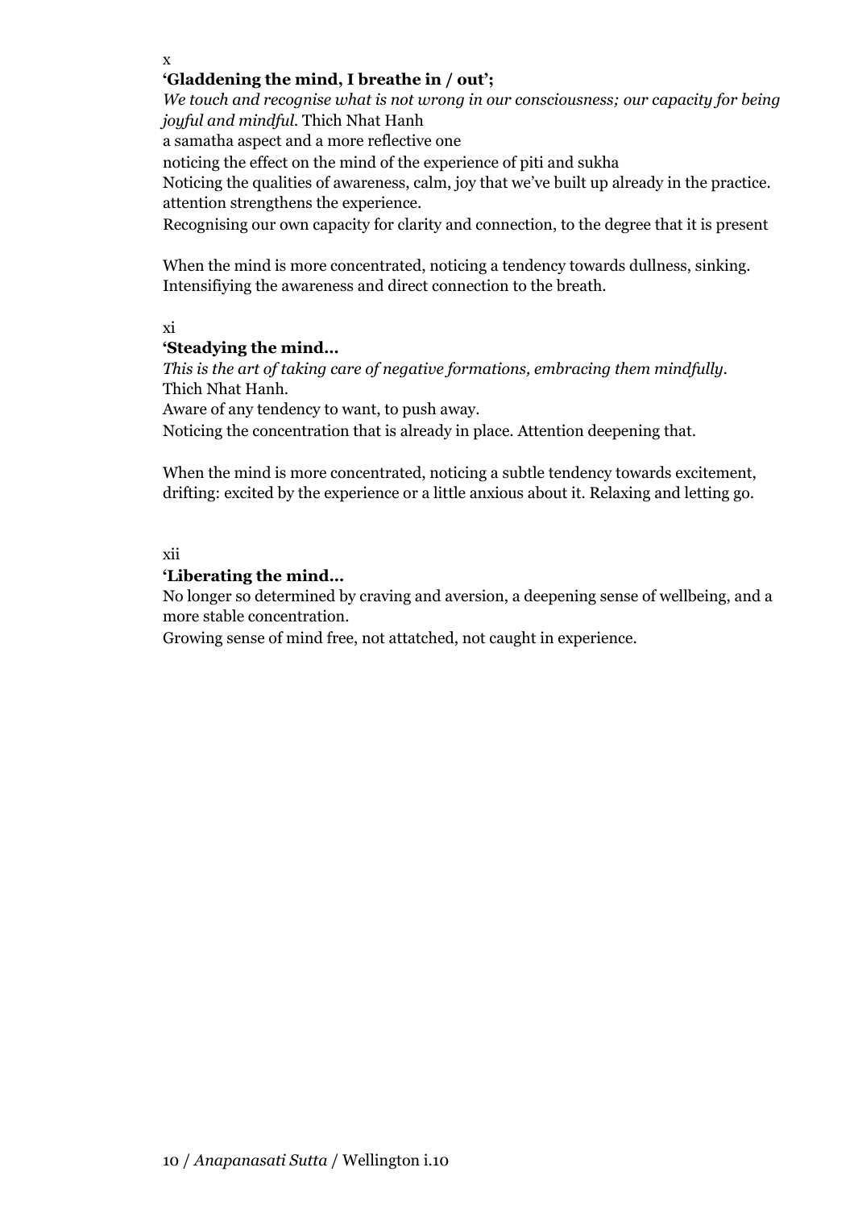x

**'Gladdening the mind, I breathe in / out';**

*We touch and recognise what is not wrong in our consciousness; our capacity for being joyful and mindful.* Thich Nhat Hanh

a samatha aspect and a more reflective one

noticing the effect on the mind of the experience of piti and sukha

Noticing the qualities of awareness, calm, joy that we've built up already in the practice. attention strengthens the experience.

Recognising our own capacity for clarity and connection, to the degree that it is present

When the mind is more concentrated, noticing a tendency towards dullness, sinking. Intensifiying the awareness and direct connection to the breath.

xi

**'Steadying the mind...**

*This is the art of taking care of negative formations, embracing them mindfully.* Thich Nhat Hanh.

Aware of any tendency to want, to push away.

Noticing the concentration that is already in place. Attention deepening that.

When the mind is more concentrated, noticing a subtle tendency towards excitement, drifting: excited by the experience or a little anxious about it. Relaxing and letting go.

xii

**'Liberating the mind...**

No longer so determined by craving and aversion, a deepening sense of wellbeing, and a more stable concentration.

Growing sense of mind free, not attatched, not caught in experience.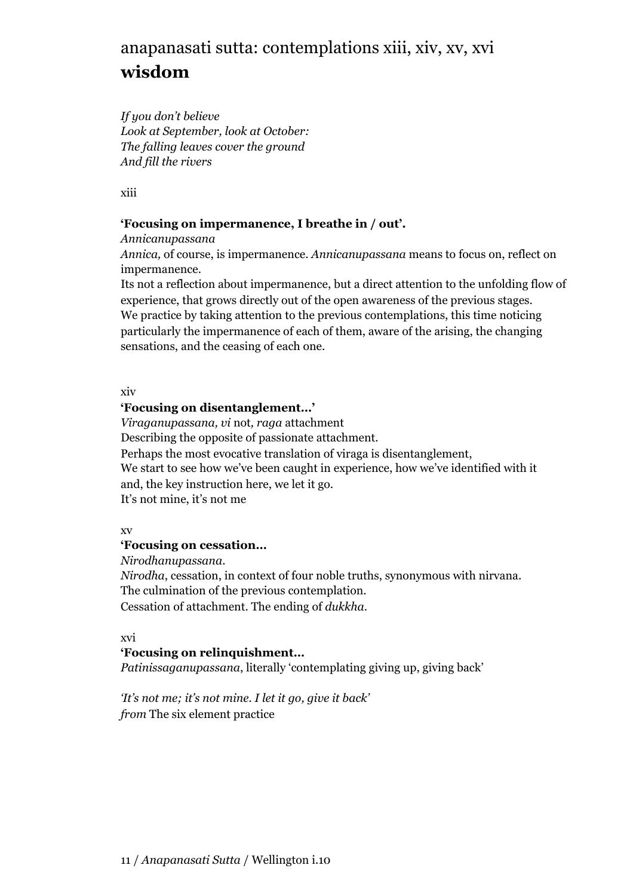# anapanasati sutta: contemplations xiii, xiv, xv, xvi
**wisdom**

*If you don't believe*
*Look at September, look at October:*
*The falling leaves cover the ground*
*And fill the rivers*

xiii

**'Focusing on impermanence, I breathe in / out'.**
*Annicanupassana*
*Annica,* of course, is impermanence. *Annicanupassana* means to focus on, reflect on impermanence.
Its not a reflection about impermanence, but a direct attention to the unfolding flow of experience, that grows directly out of the open awareness of the previous stages.
We practice by taking attention to the previous contemplations, this time noticing particularly the impermanence of each of them, aware of the arising, the changing sensations, and the ceasing of each one.

xiv

**'Focusing on disentanglement…'**
*Viraganupassana, vi* not*, raga* attachment
Describing the opposite of passionate attachment.
Perhaps the most evocative translation of viraga is disentanglement,
We start to see how we've been caught in experience, how we've identified with it
and, the key instruction here, we let it go.
It's not mine, it's not me

xv

**'Focusing on cessation…**
*Nirodhanupassana.*
*Nirodha*, cessation, in context of four noble truths, synonymous with nirvana.
The culmination of the previous contemplation.
Cessation of attachment. The ending of *dukkha*.

xvi

**'Focusing on relinquishment…**
*Patinissaganupassana*, literally 'contemplating giving up, giving back'

*'It's not me; it's not mine. I let it go, give it back'*
*from* The six element practice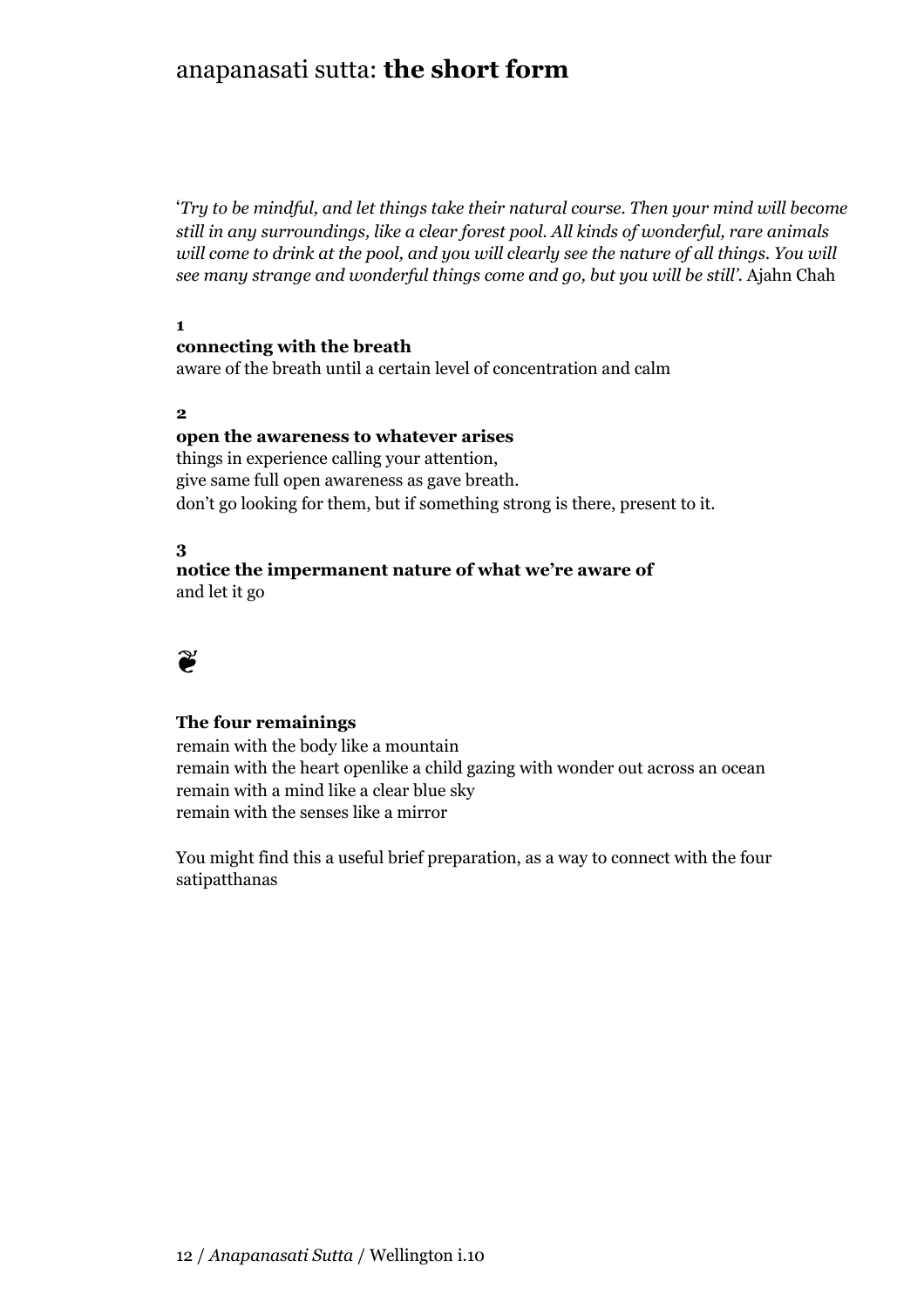# anapanasati sutta: **the short form**

'*Try to be mindful, and let things take their natural course. Then your mind will become still in any surroundings, like a clear forest pool. All kinds of wonderful, rare animals will come to drink at the pool, and you will clearly see the nature of all things. You will see many strange and wonderful things come and go, but you will be still'.* Ajahn Chah

**1**

**connecting with the breath**
aware of the breath until a certain level of concentration and calm

**2**

**open the awareness to whatever arises**
things in experience calling your attention,
give same full open awareness as gave breath.
don't go looking for them, but if something strong is there, present to it.

**3**

**notice the impermanent nature of what we're aware of**
and let it go

❦

**The four remainings**
remain with the body like a mountain
remain with the heart openlike a child gazing with wonder out across an ocean
remain with a mind like a clear blue sky
remain with the senses like a mirror

You might find this a useful brief preparation, as a way to connect with the four satipatthanas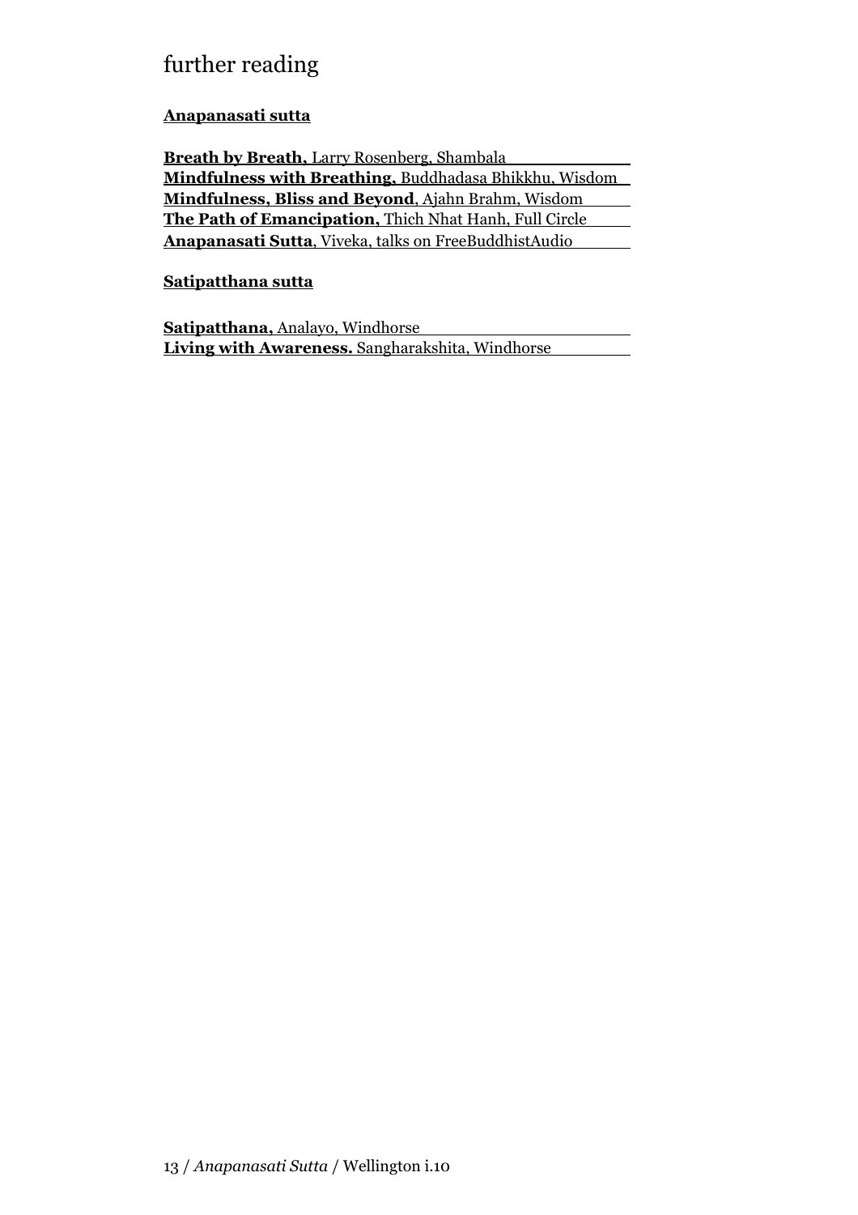# further reading

**Anapanasati sutta**

**Breath by Breath,** Larry Rosenberg, Shambala
**Mindfulness with Breathing,** Buddhadasa Bhikkhu, Wisdom
**Mindfulness, Bliss and Beyond**, Ajahn Brahm, Wisdom
**The Path of Emancipation,** Thich Nhat Hanh, Full Circle
**Anapanasati Sutta**, Viveka, talks on FreeBuddhistAudio

**Satipatthana sutta**

**Satipatthana,** Analayo, Windhorse
**Living with Awareness.** Sangharakshita, Windhorse